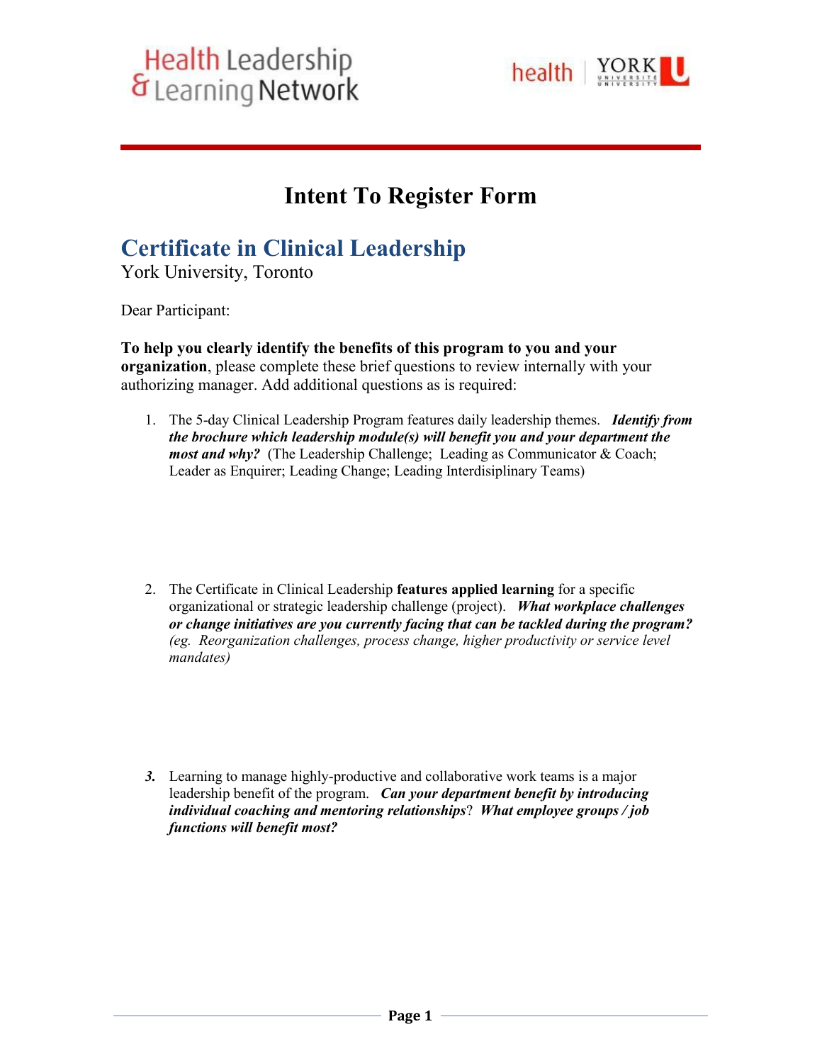Health Leadership & Learning Network

health | YORK UNIVERSITÉ UNIVERSITY

# Intent To Register Form

## Certificate in Clinical Leadership

York University, Toronto

Dear Participant:

**To help you clearly identify the benefits of this program to you and your organization**, please complete these brief questions to review internally with your authorizing manager. Add additional questions as is required:

1. The 5-day Clinical Leadership Program features daily leadership themes. ***Identify from the brochure which leadership module(s) will benefit you and your department the most and why?*** (The Leadership Challenge; Leading as Communicator & Coach; Leader as Enquirer; Leading Change; Leading Interdisiplinary Teams)

2. The Certificate in Clinical Leadership **features applied learning** for a specific organizational or strategic leadership challenge (project). ***What workplace challenges or change initiatives are you currently facing that can be tackled during the program?*** *(eg. Reorganization challenges, process change, higher productivity or service level mandates)*

3. Learning to manage highly-productive and collaborative work teams is a major leadership benefit of the program. ***Can your department benefit by introducing individual coaching and mentoring relationships***? ***What employee groups / job functions will benefit most?***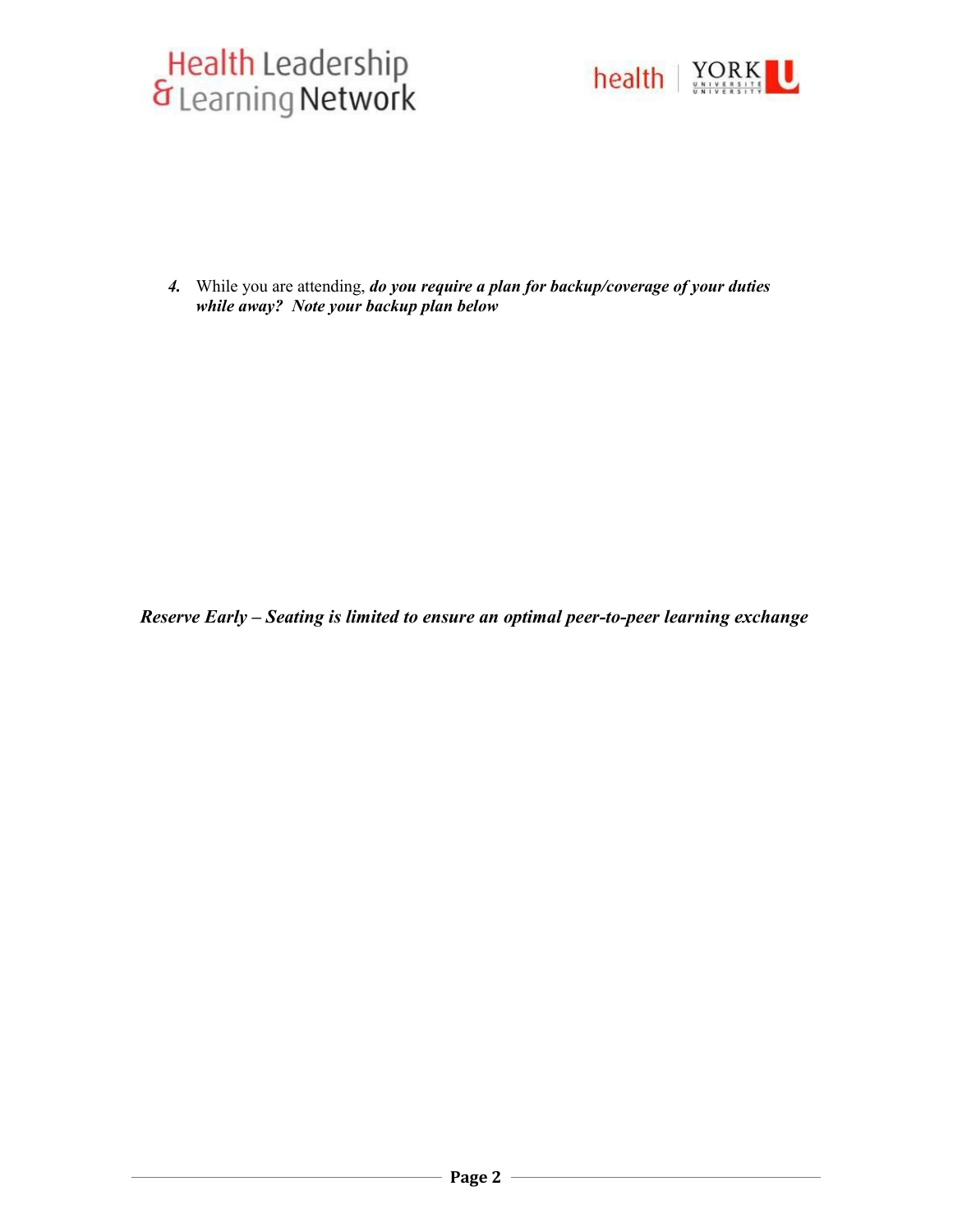4. While you are attending, ***do you require a plan for backup/coverage of your duties while away? Note your backup plan below***

***Reserve Early – Seating is limited to ensure an optimal peer-to-peer learning exchange***